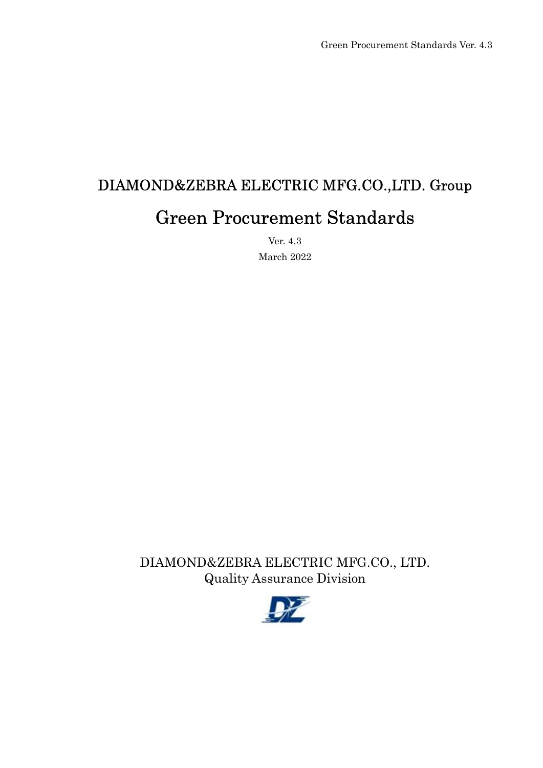# DIAMOND&ZEBRA ELECTRIC MFG.CO.,LTD. Group

# Green Procurement Standards

Ver. 4.3

March 2022

DIAMOND&ZEBRA ELECTRIC MFG.CO., LTD.
Quality Assurance Division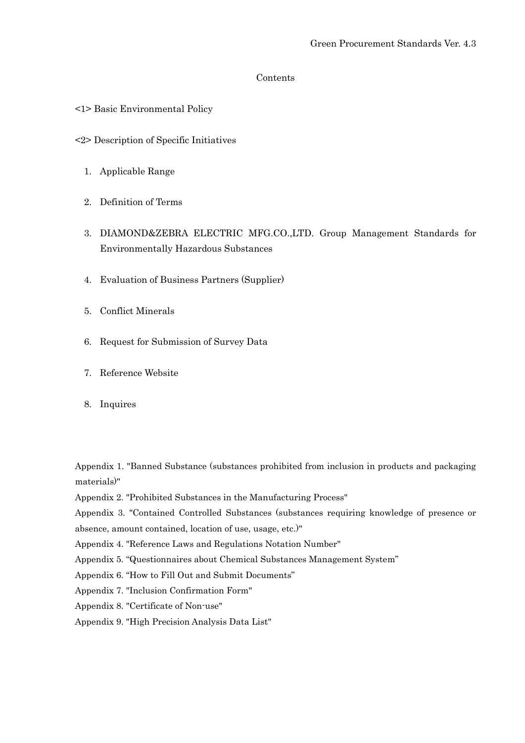# Contents

<1> Basic Environmental Policy

<2> Description of Specific Initiatives

1. Applicable Range
2. Definition of Terms
3. DIAMOND&ZEBRA ELECTRIC MFG.CO.,LTD. Group Management Standards for Environmentally Hazardous Substances
4. Evaluation of Business Partners (Supplier)
5. Conflict Minerals
6. Request for Submission of Survey Data
7. Reference Website
8. Inquires

Appendix 1. "Banned Substance (substances prohibited from inclusion in products and packaging materials)"
Appendix 2. "Prohibited Substances in the Manufacturing Process"
Appendix 3. "Contained Controlled Substances (substances requiring knowledge of presence or absence, amount contained, location of use, usage, etc.)"
Appendix 4. "Reference Laws and Regulations Notation Number"
Appendix 5. "Questionnaires about Chemical Substances Management System"
Appendix 6. "How to Fill Out and Submit Documents"
Appendix 7. "Inclusion Confirmation Form"
Appendix 8. "Certificate of Non-use"
Appendix 9. "High Precision Analysis Data List"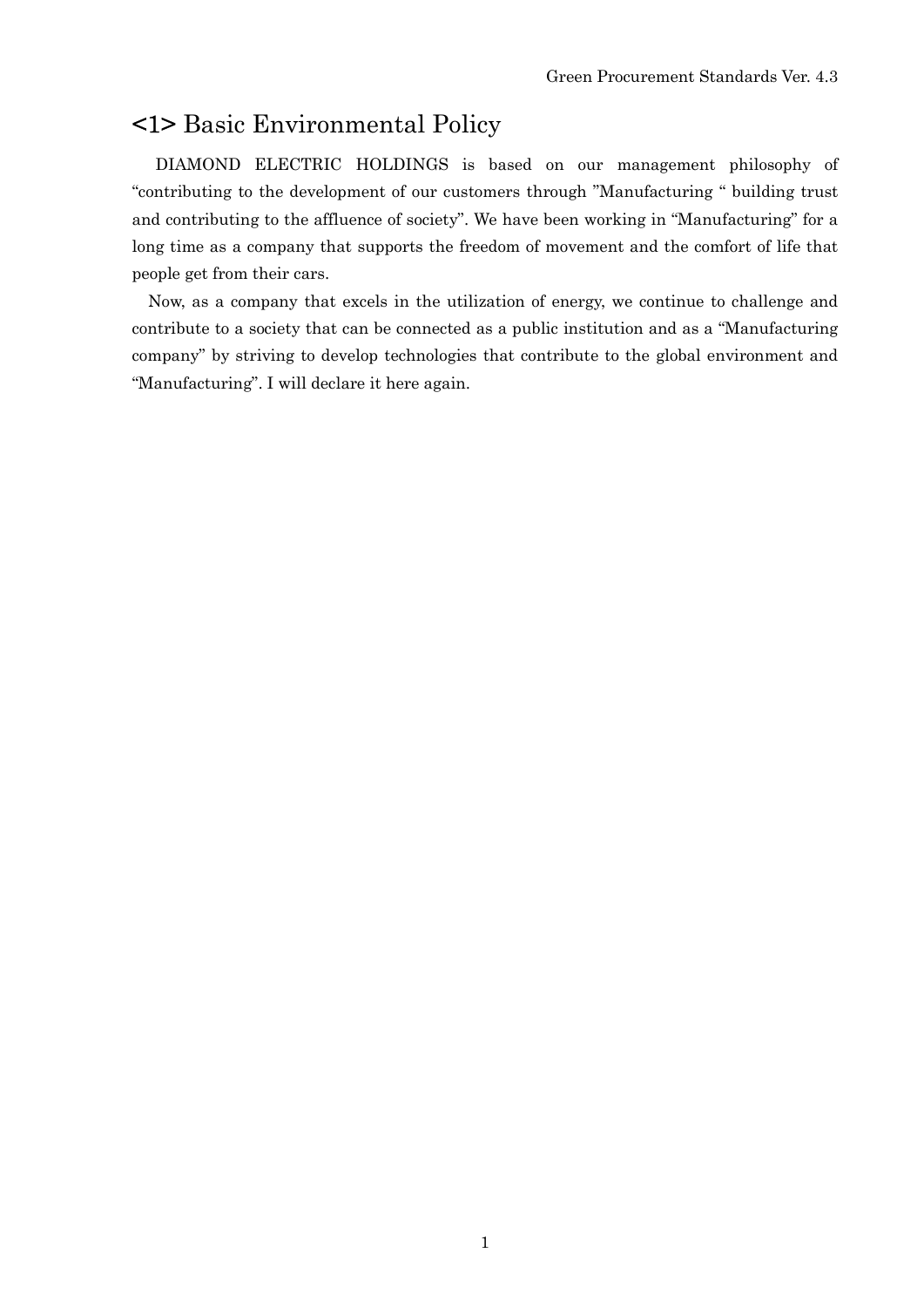## <1> Basic Environmental Policy

DIAMOND ELECTRIC HOLDINGS is based on our management philosophy of "contributing to the development of our customers through "Manufacturing " building trust and contributing to the affluence of society". We have been working in "Manufacturing" for a long time as a company that supports the freedom of movement and the comfort of life that people get from their cars.

Now, as a company that excels in the utilization of energy, we continue to challenge and contribute to a society that can be connected as a public institution and as a "Manufacturing company" by striving to develop technologies that contribute to the global environment and "Manufacturing". I will declare it here again.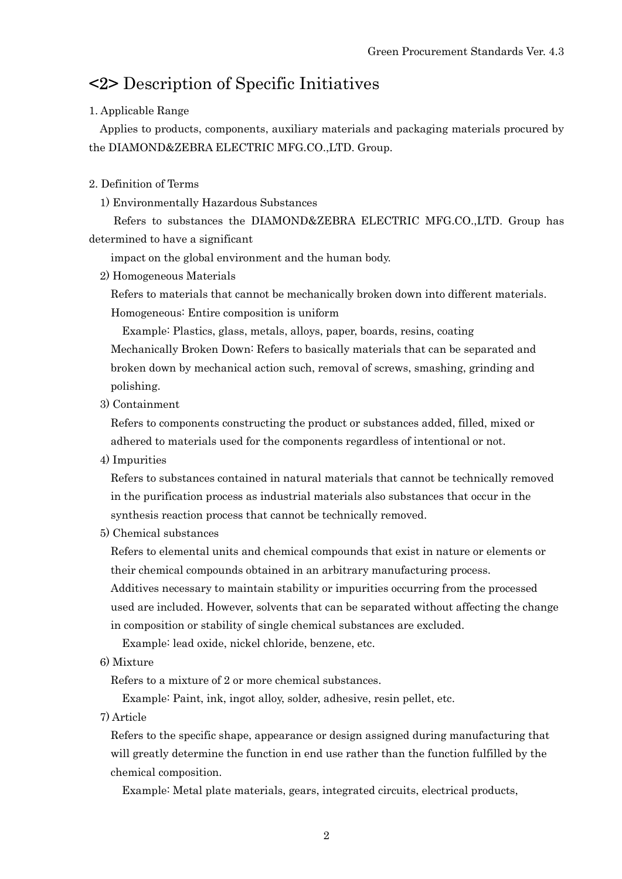## <2> Description of Specific Initiatives

1. Applicable Range

Applies to products, components, auxiliary materials and packaging materials procured by the DIAMOND&ZEBRA ELECTRIC MFG.CO.,LTD. Group.

2. Definition of Terms

1) Environmentally Hazardous Substances

Refers to substances the DIAMOND&ZEBRA ELECTRIC MFG.CO.,LTD. Group has determined to have a significant impact on the global environment and the human body.

2) Homogeneous Materials

Refers to materials that cannot be mechanically broken down into different materials.

Homogeneous: Entire composition is uniform

Example: Plastics, glass, metals, alloys, paper, boards, resins, coating

Mechanically Broken Down: Refers to basically materials that can be separated and broken down by mechanical action such, removal of screws, smashing, grinding and polishing.

3) Containment

Refers to components constructing the product or substances added, filled, mixed or adhered to materials used for the components regardless of intentional or not.

4) Impurities

Refers to substances contained in natural materials that cannot be technically removed in the purification process as industrial materials also substances that occur in the synthesis reaction process that cannot be technically removed.

5) Chemical substances

Refers to elemental units and chemical compounds that exist in nature or elements or their chemical compounds obtained in an arbitrary manufacturing process.

Additives necessary to maintain stability or impurities occurring from the processed used are included. However, solvents that can be separated without affecting the change in composition or stability of single chemical substances are excluded.

Example: lead oxide, nickel chloride, benzene, etc.

6) Mixture

Refers to a mixture of 2 or more chemical substances.

Example: Paint, ink, ingot alloy, solder, adhesive, resin pellet, etc.

7) Article

Refers to the specific shape, appearance or design assigned during manufacturing that will greatly determine the function in end use rather than the function fulfilled by the chemical composition.

Example: Metal plate materials, gears, integrated circuits, electrical products,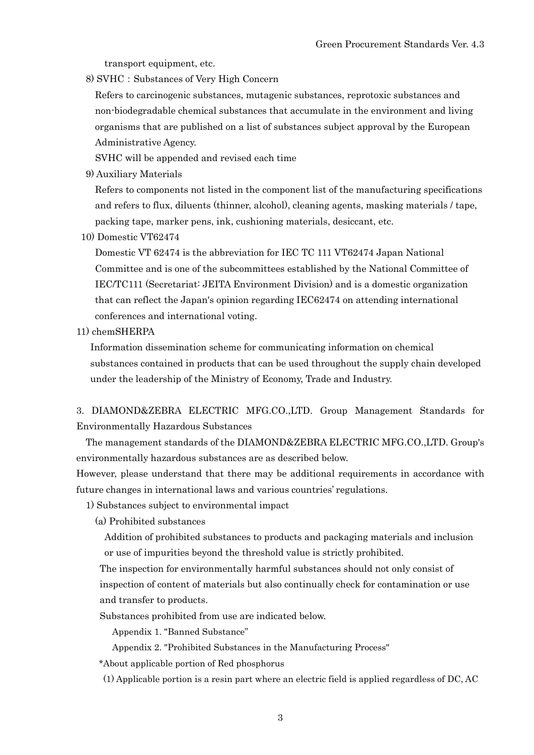transport equipment, etc.

8) SVHC：Substances of Very High Concern

Refers to carcinogenic substances, mutagenic substances, reprotoxic substances and non-biodegradable chemical substances that accumulate in the environment and living organisms that are published on a list of substances subject approval by the European Administrative Agency.

SVHC will be appended and revised each time

9) Auxiliary Materials

Refers to components not listed in the component list of the manufacturing specifications and refers to flux, diluents (thinner, alcohol), cleaning agents, masking materials / tape, packing tape, marker pens, ink, cushioning materials, desiccant, etc.

10) Domestic VT62474

Domestic VT 62474 is the abbreviation for IEC TC 111 VT62474 Japan National Committee and is one of the subcommittees established by the National Committee of IEC/TC111 (Secretariat: JEITA Environment Division) and is a domestic organization that can reflect the Japan's opinion regarding IEC62474 on attending international conferences and international voting.

11) chemSHERPA

Information dissemination scheme for communicating information on chemical substances contained in products that can be used throughout the supply chain developed under the leadership of the Ministry of Economy, Trade and Industry.

## 3. DIAMOND&ZEBRA ELECTRIC MFG.CO.,LTD. Group Management Standards for Environmentally Hazardous Substances

The management standards of the DIAMOND&ZEBRA ELECTRIC MFG.CO.,LTD. Group's environmentally hazardous substances are as described below.

However, please understand that there may be additional requirements in accordance with future changes in international laws and various countries' regulations.

1) Substances subject to environmental impact

(a) Prohibited substances

Addition of prohibited substances to products and packaging materials and inclusion or use of impurities beyond the threshold value is strictly prohibited.

The inspection for environmentally harmful substances should not only consist of inspection of content of materials but also continually check for contamination or use and transfer to products.

Substances prohibited from use are indicated below.

Appendix 1. "Banned Substance"

Appendix 2. "Prohibited Substances in the Manufacturing Process"

*About applicable portion of Red phosphorus

(1) Applicable portion is a resin part where an electric field is applied regardless of DC, AC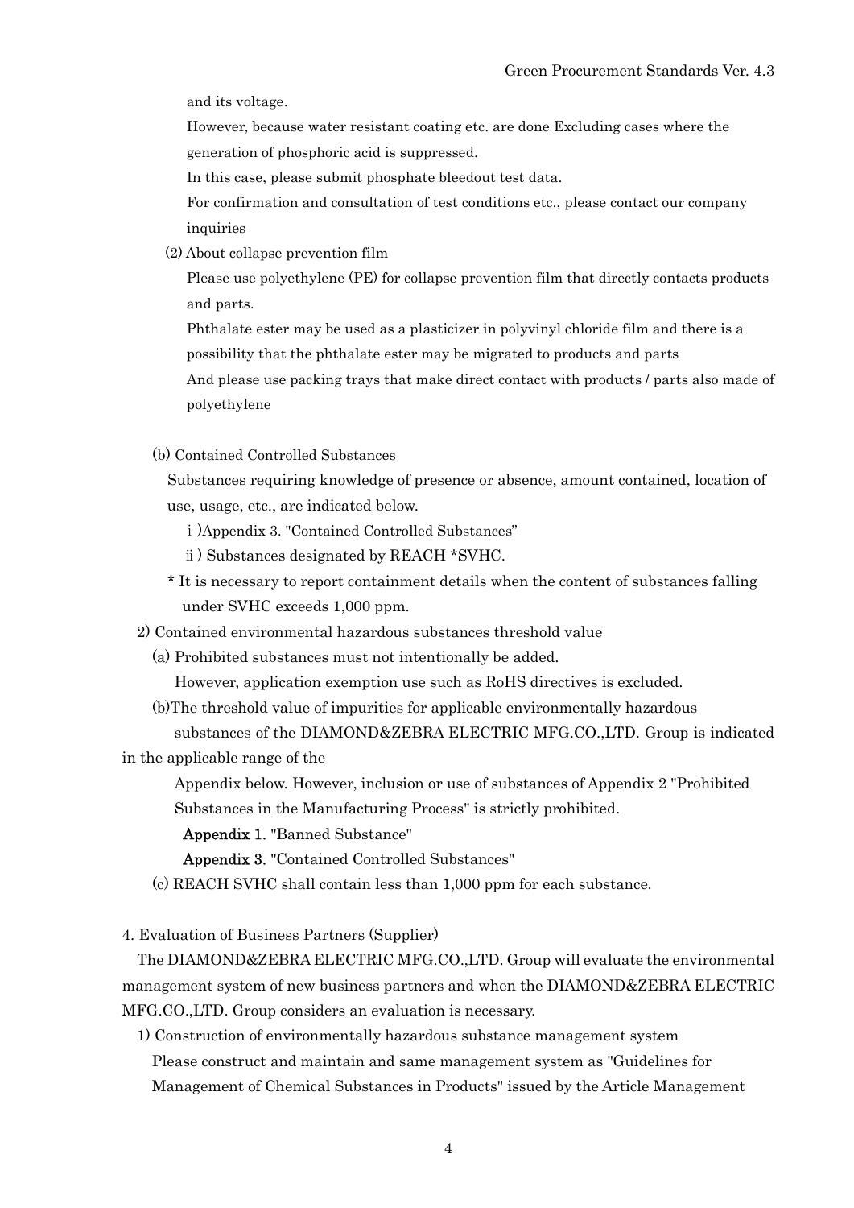and its voltage.

However, because water resistant coating etc. are done Excluding cases where the generation of phosphoric acid is suppressed.

In this case, please submit phosphate bleedout test data.

For confirmation and consultation of test conditions etc., please contact our company inquiries

(2) About collapse prevention film

Please use polyethylene (PE) for collapse prevention film that directly contacts products and parts.

Phthalate ester may be used as a plasticizer in polyvinyl chloride film and there is a possibility that the phthalate ester may be migrated to products and parts

And please use packing trays that make direct contact with products / parts also made of polyethylene

(b) Contained Controlled Substances

Substances requiring knowledge of presence or absence, amount contained, location of use, usage, etc., are indicated below.

ⅰ)Appendix 3. "Contained Controlled Substances"

ⅱ) Substances designated by REACH *SVHC.

* It is necessary to report containment details when the content of substances falling under SVHC exceeds 1,000 ppm.

2) Contained environmental hazardous substances threshold value

(a) Prohibited substances must not intentionally be added.

However, application exemption use such as RoHS directives is excluded.

(b)The threshold value of impurities for applicable environmentally hazardous substances of the DIAMOND&ZEBRA ELECTRIC MFG.CO.,LTD. Group is indicated in the applicable range of the Appendix below. However, inclusion or use of substances of Appendix 2 "Prohibited Substances in the Manufacturing Process" is strictly prohibited.

**Appendix 1.** "Banned Substance"

**Appendix 3.** "Contained Controlled Substances"

(c) REACH SVHC shall contain less than 1,000 ppm for each substance.

4. Evaluation of Business Partners (Supplier)

The DIAMOND&ZEBRA ELECTRIC MFG.CO.,LTD. Group will evaluate the environmental management system of new business partners and when the DIAMOND&ZEBRA ELECTRIC MFG.CO.,LTD. Group considers an evaluation is necessary.

1) Construction of environmentally hazardous substance management system

Please construct and maintain and same management system as "Guidelines for Management of Chemical Substances in Products" issued by the Article Management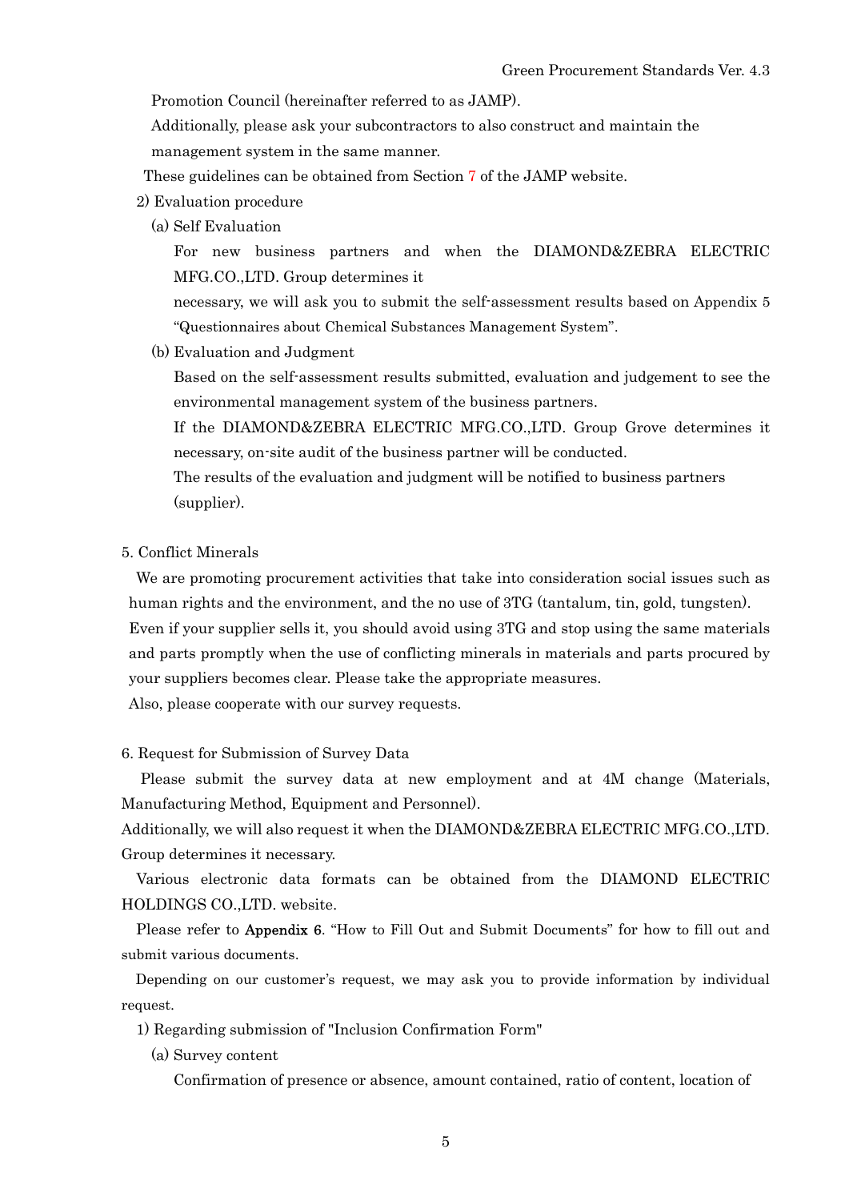Promotion Council (hereinafter referred to as JAMP).

Additionally, please ask your subcontractors to also construct and maintain the management system in the same manner.

These guidelines can be obtained from Section 7 of the JAMP website.

2) Evaluation procedure

(a) Self Evaluation

For new business partners and when the DIAMOND&ZEBRA ELECTRIC MFG.CO.,LTD. Group determines it necessary, we will ask you to submit the self-assessment results based on Appendix 5 "Questionnaires about Chemical Substances Management System".

(b) Evaluation and Judgment

Based on the self-assessment results submitted, evaluation and judgement to see the environmental management system of the business partners.

If the DIAMOND&ZEBRA ELECTRIC MFG.CO.,LTD. Group Grove determines it necessary, on-site audit of the business partner will be conducted.

The results of the evaluation and judgment will be notified to business partners (supplier).

## 5. Conflict Minerals

We are promoting procurement activities that take into consideration social issues such as human rights and the environment, and the no use of 3TG (tantalum, tin, gold, tungsten). Even if your supplier sells it, you should avoid using 3TG and stop using the same materials and parts promptly when the use of conflicting minerals in materials and parts procured by your suppliers becomes clear. Please take the appropriate measures.

Also, please cooperate with our survey requests.

## 6. Request for Submission of Survey Data

Please submit the survey data at new employment and at 4M change (Materials, Manufacturing Method, Equipment and Personnel).

Additionally, we will also request it when the DIAMOND&ZEBRA ELECTRIC MFG.CO.,LTD. Group determines it necessary.

Various electronic data formats can be obtained from the DIAMOND ELECTRIC HOLDINGS CO.,LTD. website.

Please refer to **Appendix 6**. "How to Fill Out and Submit Documents" for how to fill out and submit various documents.

Depending on our customer's request, we may ask you to provide information by individual request.

1) Regarding submission of "Inclusion Confirmation Form"

(a) Survey content

Confirmation of presence or absence, amount contained, ratio of content, location of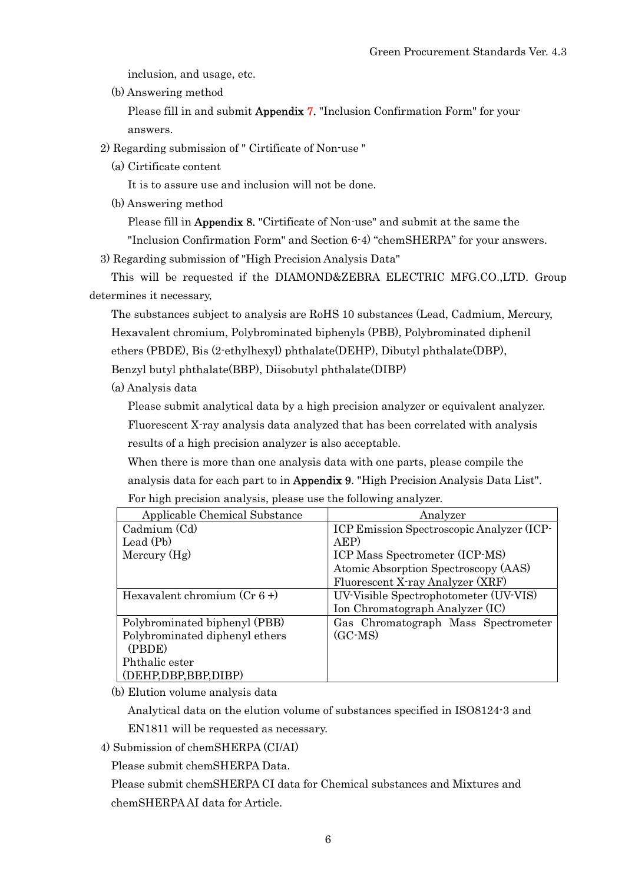inclusion, and usage, etc.

(b) Answering method

Please fill in and submit **Appendix** 7. "Inclusion Confirmation Form" for your answers.

2) Regarding submission of " Cirtificate of Non-use "

(a) Cirtificate content

It is to assure use and inclusion will not be done.

(b) Answering method

Please fill in **Appendix** 8. "Cirtificate of Non-use" and submit at the same the "Inclusion Confirmation Form" and Section 6-4) "chemSHERPA" for your answers.

3) Regarding submission of "High Precision Analysis Data"

This will be requested if the DIAMOND&ZEBRA ELECTRIC MFG.CO.,LTD. Group determines it necessary,

The substances subject to analysis are RoHS 10 substances (Lead, Cadmium, Mercury, Hexavalent chromium, Polybrominated biphenyls (PBB), Polybrominated diphenil ethers (PBDE), Bis (2-ethylhexyl) phthalate(DEHP), Dibutyl phthalate(DBP), Benzyl butyl phthalate(BBP), Diisobutyl phthalate(DIBP)

(a) Analysis data

Please submit analytical data by a high precision analyzer or equivalent analyzer. Fluorescent X-ray analysis data analyzed that has been correlated with analysis results of a high precision analyzer is also acceptable.

When there is more than one analysis data with one parts, please compile the analysis data for each part to in **Appendix** 9. "High Precision Analysis Data List".

For high precision analysis, please use the following analyzer.

| Applicable Chemical Substance | Analyzer |
|---|---|
| Cadmium (Cd)<br>Lead (Pb)<br>Mercury (Hg) | ICP Emission Spectroscopic Analyzer (ICP-AEP)<br>ICP Mass Spectrometer (ICP-MS)<br>Atomic Absorption Spectroscopy (AAS)<br>Fluorescent X-ray Analyzer (XRF) |
| Hexavalent chromium (Cr 6 +) | UV-Visible Spectrophotometer (UV-VIS)<br>Ion Chromatograph Analyzer (IC) |
| Polybrominated biphenyl (PBB)<br>Polybrominated diphenyl ethers (PBDE)<br>Phthalic ester (DEHP,DBP,BBP,DIBP) | Gas Chromatograph Mass Spectrometer (GC-MS) |

(b) Elution volume analysis data

Analytical data on the elution volume of substances specified in ISO8124-3 and EN1811 will be requested as necessary.

4) Submission of chemSHERPA (CI/AI)

Please submit chemSHERPA Data.

Please submit chemSHERPA CI data for Chemical substances and Mixtures and chemSHERPA AI data for Article.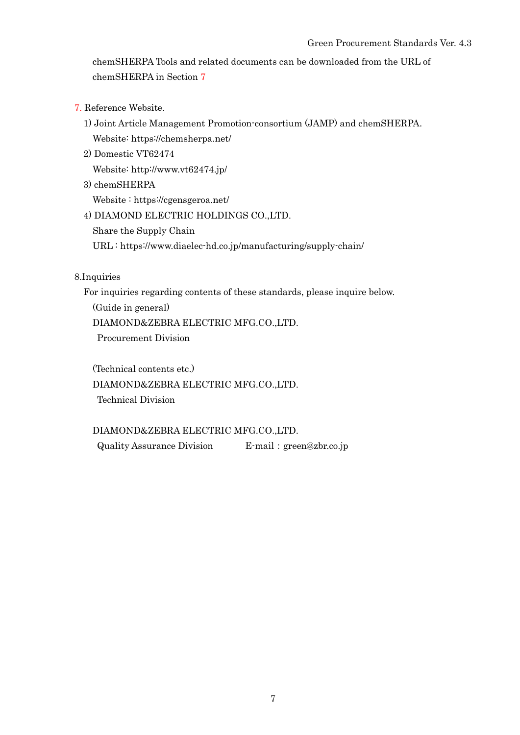chemSHERPA Tools and related documents can be downloaded from the URL of chemSHERPA in Section 7

## 7. Reference Website.

1) Joint Article Management Promotion-consortium (JAMP) and chemSHERPA.
   Website: https://chemsherpa.net/
2) Domestic VT62474
   Website: http://www.vt62474.jp/
3) chemSHERPA
   Website : https://cgensgeroa.net/
4) DIAMOND ELECTRIC HOLDINGS CO.,LTD.
   Share the Supply Chain
   URL : https://www.diaelec-hd.co.jp/manufacturing/supply-chain/

## 8.Inquiries

For inquiries regarding contents of these standards, please inquire below.

(Guide in general)
DIAMOND&ZEBRA ELECTRIC MFG.CO.,LTD.
Procurement Division

(Technical contents etc.)
DIAMOND&ZEBRA ELECTRIC MFG.CO.,LTD.
Technical Division

DIAMOND&ZEBRA ELECTRIC MFG.CO.,LTD.
Quality Assurance Division　　　E-mail：green@zbr.co.jp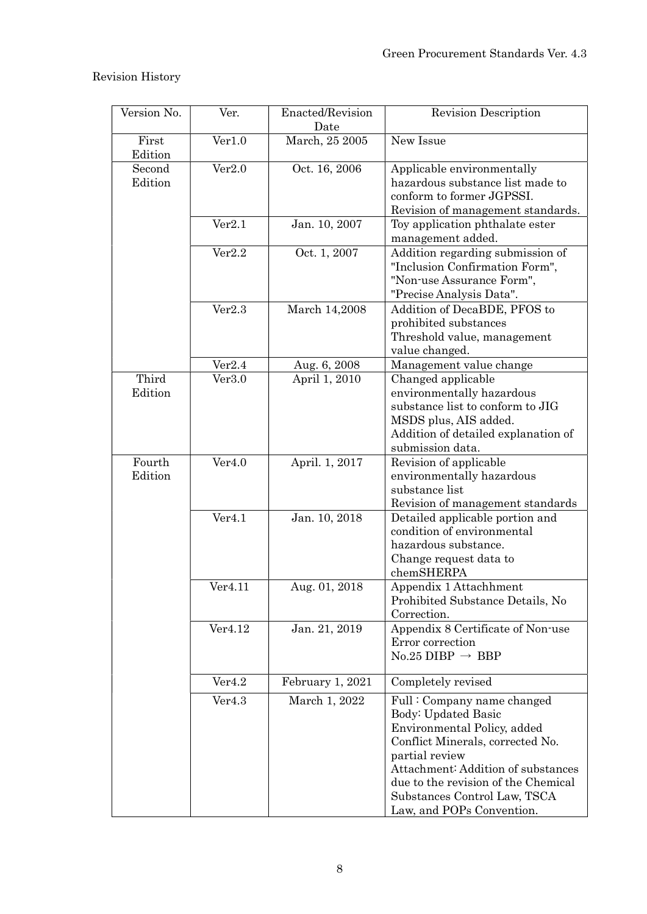Revision History

| Version No. | Ver. | Enacted/Revision Date | Revision Description |
|---|---|---|---|
| First Edition | Ver1.0 | March, 25 2005 | New Issue |
| Second Edition | Ver2.0 | Oct. 16, 2006 | Applicable environmentally hazardous substance list made to conform to former JGPSSI. Revision of management standards. |
| | Ver2.1 | Jan. 10, 2007 | Toy application phthalate ester management added. |
| | Ver2.2 | Oct. 1, 2007 | Addition regarding submission of "Inclusion Confirmation Form", "Non-use Assurance Form", "Precise Analysis Data". |
| | Ver2.3 | March 14,2008 | Addition of DecaBDE, PFOS to prohibited substances<br>Threshold value, management value changed. |
| | Ver2.4 | Aug. 6, 2008 | Management value change |
| Third Edition | Ver3.0 | April 1, 2010 | Changed applicable environmentally hazardous substance list to conform to JIG MSDS plus, AIS added.<br>Addition of detailed explanation of submission data. |
| Fourth Edition | Ver4.0 | April. 1, 2017 | Revision of applicable environmentally hazardous substance list<br>Revision of management standards |
| | Ver4.1 | Jan. 10, 2018 | Detailed applicable portion and condition of environmental hazardous substance.<br>Change request data to chemSHERPA |
| | Ver4.11 | Aug. 01, 2018 | Appendix 1 Attachhment Prohibited Substance Details, No Correction. |
| | Ver4.12 | Jan. 21, 2019 | Appendix 8 Certificate of Non-use Error correction<br>No.25 DIBP → BBP |
| | Ver4.2 | February 1, 2021 | Completely revised |
| | Ver4.3 | March 1, 2022 | Full : Company name changed<br>Body: Updated Basic Environmental Policy, added Conflict Minerals, corrected No. partial review<br>Attachment: Addition of substances due to the revision of the Chemical Substances Control Law, TSCA Law, and POPs Convention. |